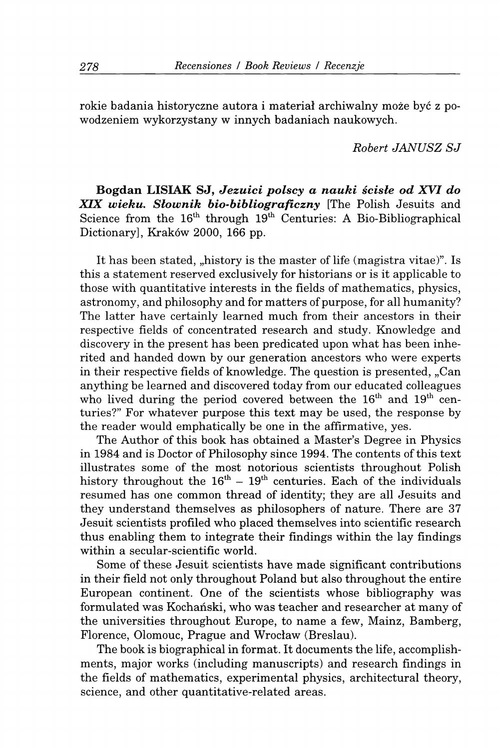rokie badania historyczne autora i materiał archiwalny może być z powodzeniem wykorzystany w innych badaniach naukowych.

*Robert JANUSZ SJ*

**Bogdan LISIAK SJ, *Jezuici polscy a nauki ścisłe od XVI do XIX wieku. Słownik bio-bibliograficzny*** [The Polish Jesuits and Science from the 16th through 19th Centuries: A Bio-Bibliographical Dictionary], Kraków 2000, 166 pp.

It has been stated, „history is the master of life (magistra vitae)". Is this a statement reserved exclusively for historians or is it applicable to those with quantitative interests in the fields of mathematics, physics, astronomy, and philosophy and for matters of purpose, for all humanity? The latter have certainly learned much from their ancestors in their respective fields of concentrated research and study. Knowledge and discovery in the present has been predicated upon what has been inherited and handed down by our generation ancestors who were experts in their respective fields of knowledge. The question is presented, „Can anything be learned and discovered today from our educated colleagues who lived during the period covered between the 16th and 19th centuries?" For whatever purpose this text may be used, the response by the reader would emphatically be one in the affirmative, yes.

The Author of this book has obtained a Master's Degree in Physics in 1984 and is Doctor of Philosophy since 1994. The contents of this text illustrates some of the most notorious scientists throughout Polish history throughout the 16th – 19th centuries. Each of the individuals resumed has one common thread of identity; they are all Jesuits and they understand themselves as philosophers of nature. There are 37 Jesuit scientists profiled who placed themselves into scientific research thus enabling them to integrate their findings within the lay findings within a secular-scientific world.

Some of these Jesuit scientists have made significant contributions in their field not only throughout Poland but also throughout the entire European continent. One of the scientists whose bibliography was formulated was Kochański, who was teacher and researcher at many of the universities throughout Europe, to name a few, Mainz, Bamberg, Florence, Olomouc, Prague and Wrocław (Breslau).

The book is biographical in format. It documents the life, accomplishments, major works (including manuscripts) and research findings in the fields of mathematics, experimental physics, architectural theory, science, and other quantitative-related areas.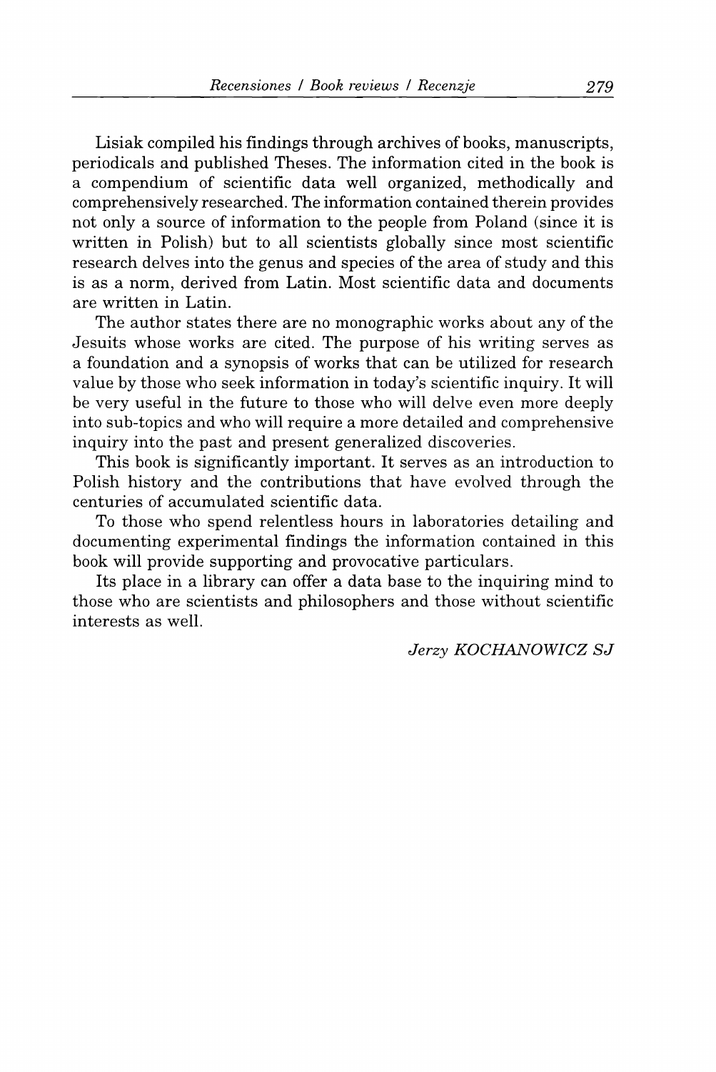Lisiak compiled his findings through archives of books, manuscripts, periodicals and published Theses. The information cited in the book is a compendium of scientific data well organized, methodically and comprehensively researched. The information contained therein provides not only a source of information to the people from Poland (since it is written in Polish) but to all scientists globally since most scientific research delves into the genus and species of the area of study and this is as a norm, derived from Latin. Most scientific data and documents are written in Latin.

The author states there are no monographic works about any of the Jesuits whose works are cited. The purpose of his writing serves as a foundation and a synopsis of works that can be utilized for research value by those who seek information in today's scientific inquiry. It will be very useful in the future to those who will delve even more deeply into sub-topics and who will require a more detailed and comprehensive inquiry into the past and present generalized discoveries.

This book is significantly important. It serves as an introduction to Polish history and the contributions that have evolved through the centuries of accumulated scientific data.

To those who spend relentless hours in laboratories detailing and documenting experimental findings the information contained in this book will provide supporting and provocative particulars.

Its place in a library can offer a data base to the inquiring mind to those who are scientists and philosophers and those without scientific interests as well.

*Jerzy KOCHANOWICZ SJ*